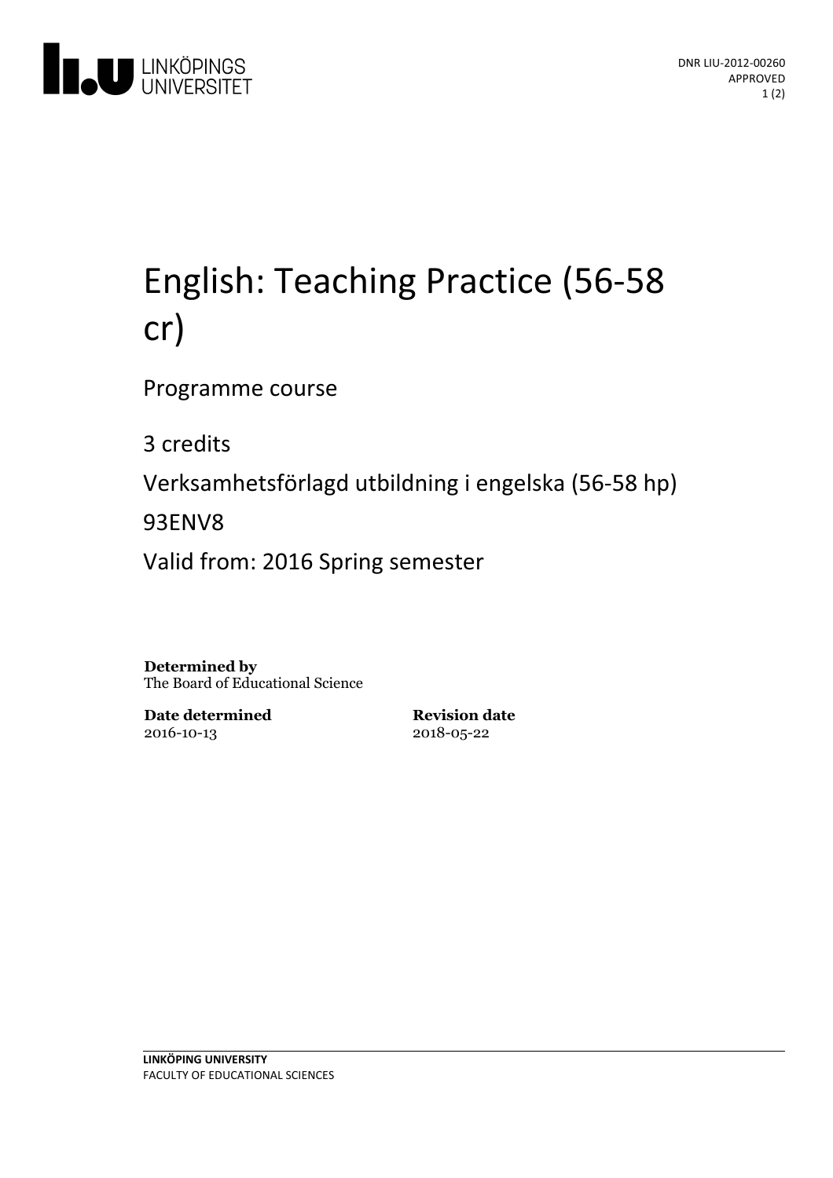LINKÖPINGS UNIVERSITET

DNR LIU-2012-00260
APPROVED

# English: Teaching Practice (56-58 cr)

Programme course

3 credits

Verksamhetsförlagd utbildning i engelska (56-58 hp)

93ENV8

Valid from: 2016 Spring semester

**Determined by**
The Board of Educational Science

**Date determined**
2016-10-13

**Revision date**
2018-05-22

**LINKÖPING UNIVERSITY**
FACULTY OF EDUCATIONAL SCIENCES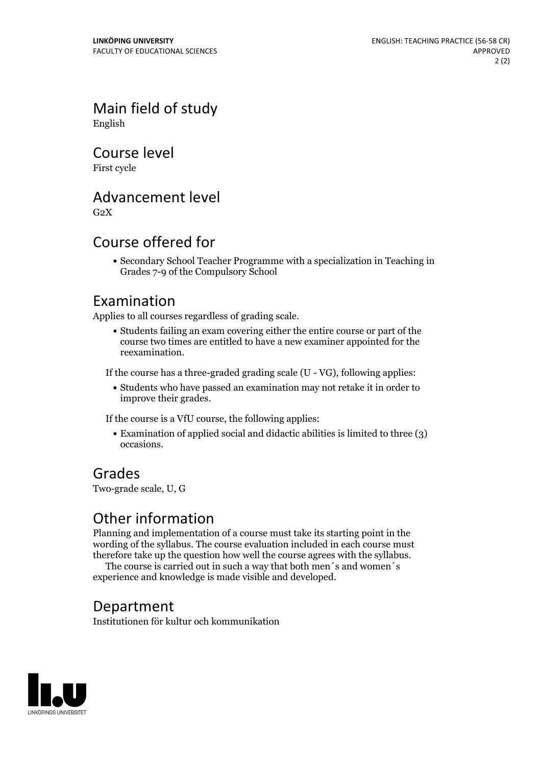## Main field of study

English

## Course level

First cycle

## Advancement level

G2X

## Course offered for

- Secondary School Teacher Programme with a specialization in Teaching in Grades 7-9 of the Compulsory School

## Examination

Applies to all courses regardless of grading scale.

- Students failing an exam covering either the entire course or part of the course two times are entitled to have a new examiner appointed for the reexamination.

If the course has a three-graded grading scale (U - VG), following applies:

- Students who have passed an examination may not retake it in order to improve their grades.

If the course is a VfU course, the following applies:

- Examination of applied social and didactic abilities is limited to three (3) occasions.

## Grades

Two-grade scale, U, G

## Other information

Planning and implementation of a course must take its starting point in the wording of the syllabus. The course evaluation included in each course must therefore take up the question how well the course agrees with the syllabus.

The course is carried out in such a way that both men´s and women´s experience and knowledge is made visible and developed.

## Department

Institutionen för kultur och kommunikation